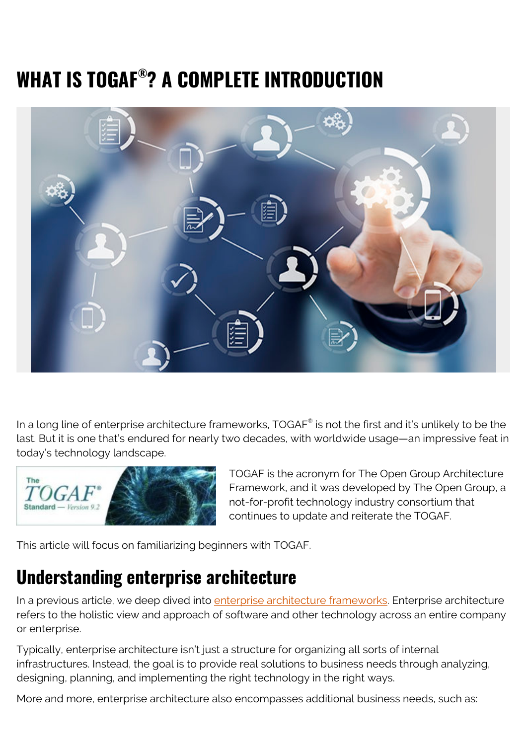# WHAT IS TOGAF®? A COMPLETE INTRODUCTION

In a long line of enterprise architecture frameworks, TOGAF® is not the first and it's unlikely to be the last. But it is one that's endured for nearly two decades, with worldwide usage—an impressive feat in today's technology landscape.

TOGAF is the acronym for The Open Group Architecture Framework, and it was developed by The Open Group, a not-for-profit technology industry consortium that continues to update and reiterate the TOGAF.

This article will focus on familiarizing beginners with TOGAF.

## Understanding enterprise architecture

In a previous article, we deep dived into enterprise architecture frameworks. Enterprise architecture refers to the holistic view and approach of software and other technology across an entire company or enterprise.

Typically, enterprise architecture isn't just a structure for organizing all sorts of internal infrastructures. Instead, the goal is to provide real solutions to business needs through analyzing, designing, planning, and implementing the right technology in the right ways.

More and more, enterprise architecture also encompasses additional business needs, such as: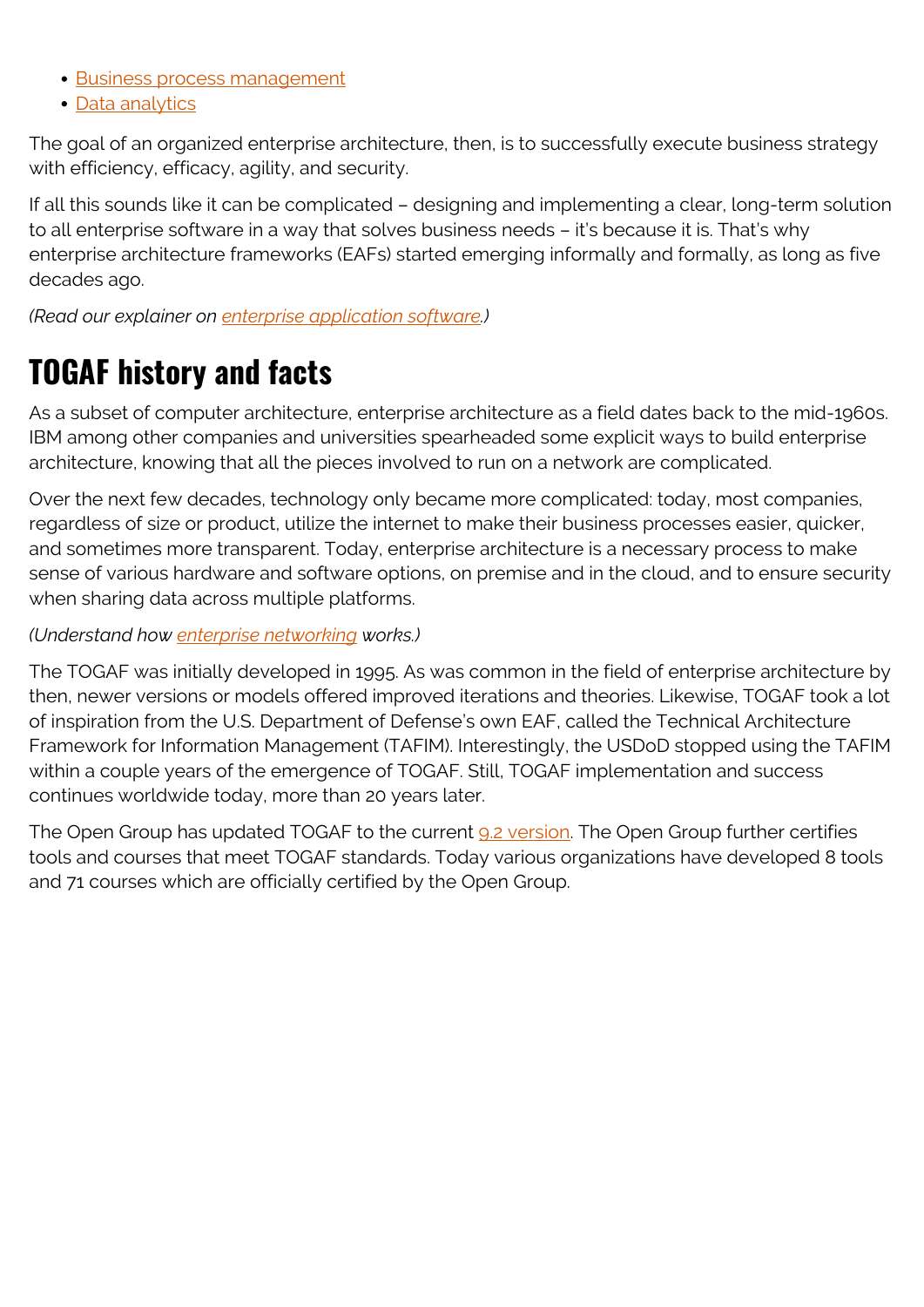- Business process management
- Data analytics

The goal of an organized enterprise architecture, then, is to successfully execute business strategy with efficiency, efficacy, agility, and security.

If all this sounds like it can be complicated – designing and implementing a clear, long-term solution to all enterprise software in a way that solves business needs – it's because it is. That's why enterprise architecture frameworks (EAFs) started emerging informally and formally, as long as five decades ago.

*(Read our explainer on enterprise application software.)*

## TOGAF history and facts

As a subset of computer architecture, enterprise architecture as a field dates back to the mid-1960s. IBM among other companies and universities spearheaded some explicit ways to build enterprise architecture, knowing that all the pieces involved to run on a network are complicated.

Over the next few decades, technology only became more complicated: today, most companies, regardless of size or product, utilize the internet to make their business processes easier, quicker, and sometimes more transparent. Today, enterprise architecture is a necessary process to make sense of various hardware and software options, on premise and in the cloud, and to ensure security when sharing data across multiple platforms.

*(Understand how enterprise networking works.)*

The TOGAF was initially developed in 1995. As was common in the field of enterprise architecture by then, newer versions or models offered improved iterations and theories. Likewise, TOGAF took a lot of inspiration from the U.S. Department of Defense's own EAF, called the Technical Architecture Framework for Information Management (TAFIM). Interestingly, the USDoD stopped using the TAFIM within a couple years of the emergence of TOGAF. Still, TOGAF implementation and success continues worldwide today, more than 20 years later.

The Open Group has updated TOGAF to the current 9.2 version. The Open Group further certifies tools and courses that meet TOGAF standards. Today various organizations have developed 8 tools and 71 courses which are officially certified by the Open Group.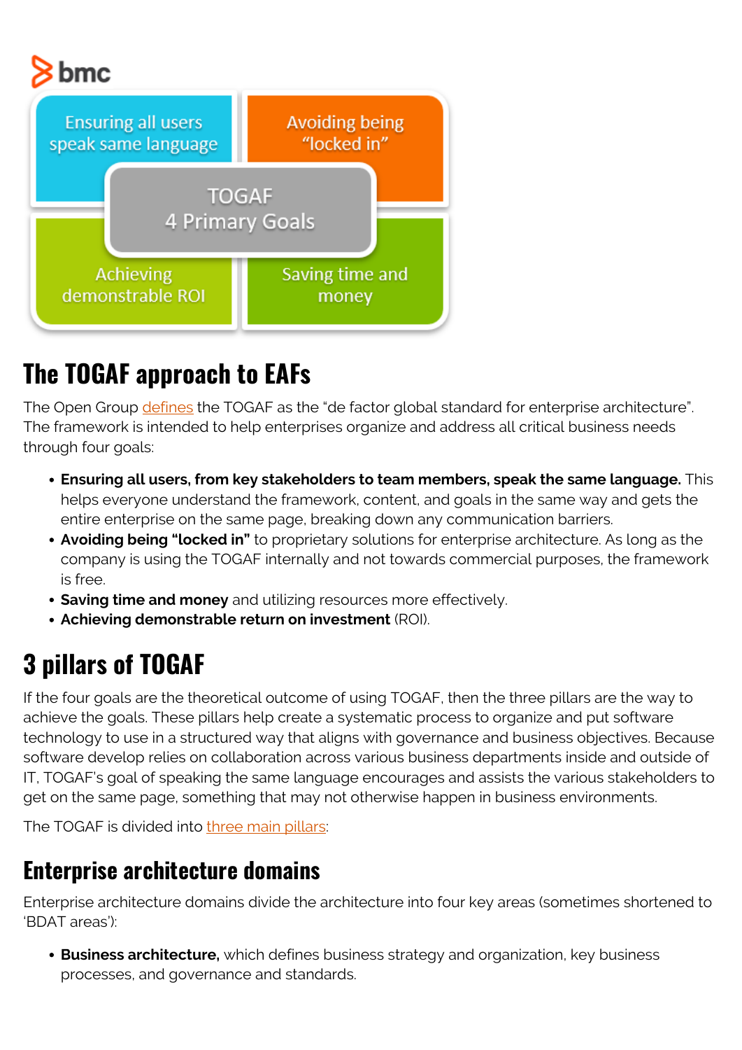## The TOGAF approach to EAFs

The Open Group defines the TOGAF as the "de factor global standard for enterprise architecture". The framework is intended to help enterprises organize and address all critical business needs through four goals:

- **Ensuring all users, from key stakeholders to team members, speak the same language.** This helps everyone understand the framework, content, and goals in the same way and gets the entire enterprise on the same page, breaking down any communication barriers.
- **Avoiding being "locked in"** to proprietary solutions for enterprise architecture. As long as the company is using the TOGAF internally and not towards commercial purposes, the framework is free.
- **Saving time and money** and utilizing resources more effectively.
- **Achieving demonstrable return on investment** (ROI).

## 3 pillars of TOGAF

If the four goals are the theoretical outcome of using TOGAF, then the three pillars are the way to achieve the goals. These pillars help create a systematic process to organize and put software technology to use in a structured way that aligns with governance and business objectives. Because software develop relies on collaboration across various business departments inside and outside of IT, TOGAF's goal of speaking the same language encourages and assists the various stakeholders to get on the same page, something that may not otherwise happen in business environments.

The TOGAF is divided into three main pillars:

### Enterprise architecture domains

Enterprise architecture domains divide the architecture into four key areas (sometimes shortened to 'BDAT areas'):

- **Business architecture,** which defines business strategy and organization, key business processes, and governance and standards.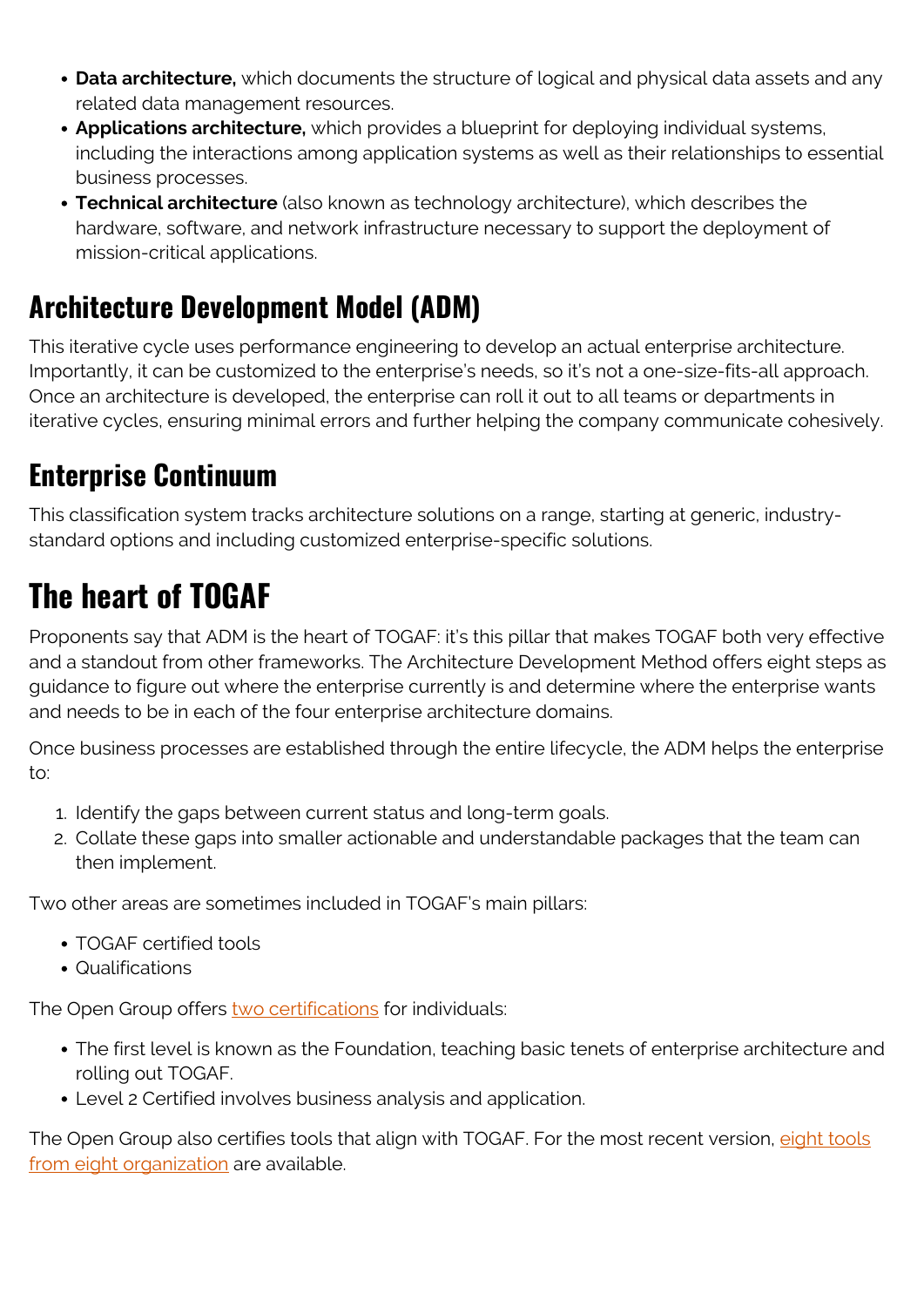- **Data architecture,** which documents the structure of logical and physical data assets and any related data management resources.
- **Applications architecture,** which provides a blueprint for deploying individual systems, including the interactions among application systems as well as their relationships to essential business processes.
- **Technical architecture** (also known as technology architecture), which describes the hardware, software, and network infrastructure necessary to support the deployment of mission-critical applications.

### Architecture Development Model (ADM)

This iterative cycle uses performance engineering to develop an actual enterprise architecture. Importantly, it can be customized to the enterprise's needs, so it's not a one-size-fits-all approach. Once an architecture is developed, the enterprise can roll it out to all teams or departments in iterative cycles, ensuring minimal errors and further helping the company communicate cohesively.

### Enterprise Continuum

This classification system tracks architecture solutions on a range, starting at generic, industry-standard options and including customized enterprise-specific solutions.

## The heart of TOGAF

Proponents say that ADM is the heart of TOGAF: it's this pillar that makes TOGAF both very effective and a standout from other frameworks. The Architecture Development Method offers eight steps as guidance to figure out where the enterprise currently is and determine where the enterprise wants and needs to be in each of the four enterprise architecture domains.

Once business processes are established through the entire lifecycle, the ADM helps the enterprise to:

1. Identify the gaps between current status and long-term goals.
2. Collate these gaps into smaller actionable and understandable packages that the team can then implement.

Two other areas are sometimes included in TOGAF's main pillars:

- TOGAF certified tools
- Qualifications

The Open Group offers two certifications for individuals:

- The first level is known as the Foundation, teaching basic tenets of enterprise architecture and rolling out TOGAF.
- Level 2 Certified involves business analysis and application.

The Open Group also certifies tools that align with TOGAF. For the most recent version, eight tools from eight organization are available.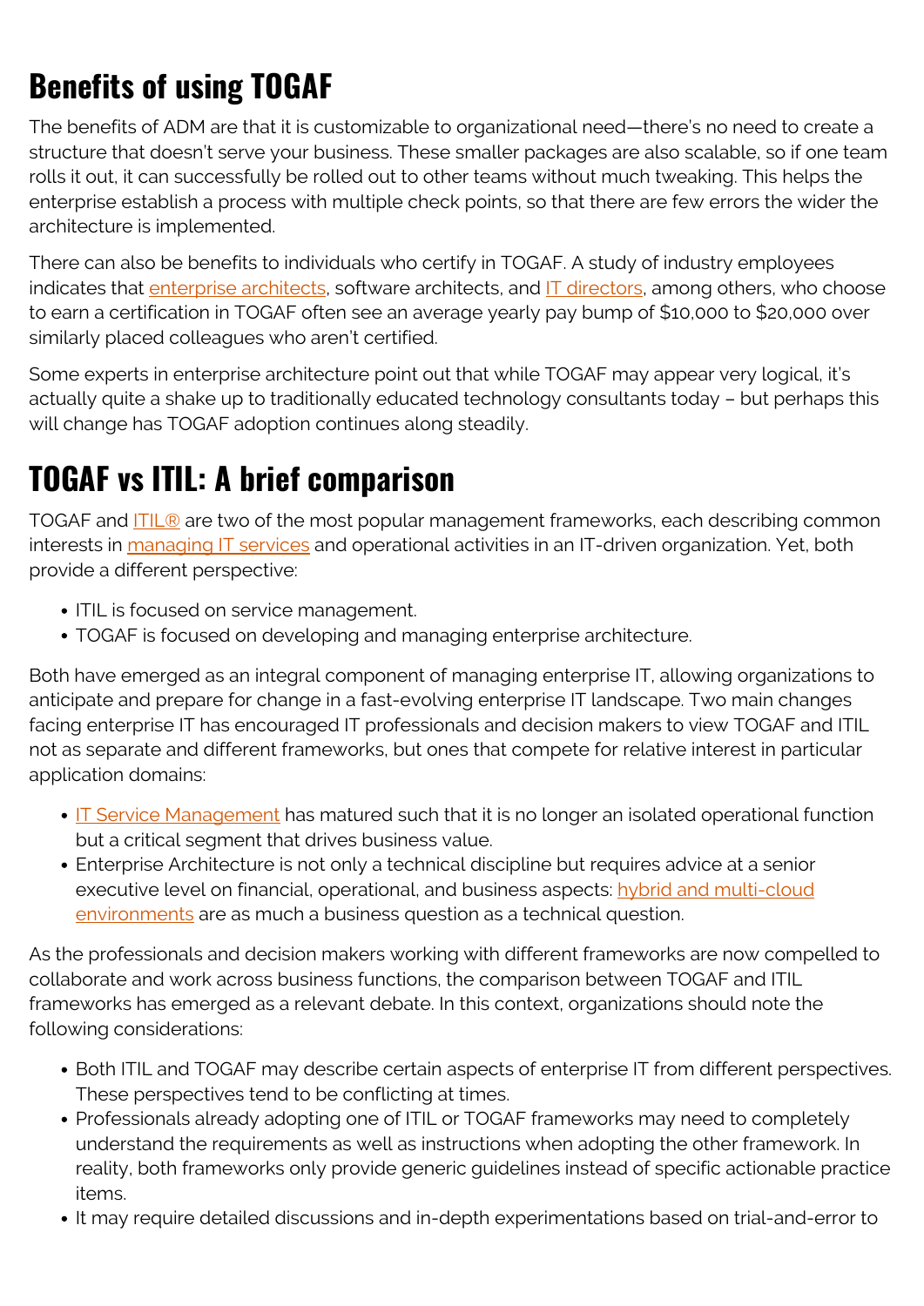## Benefits of using TOGAF

The benefits of ADM are that it is customizable to organizational need—there's no need to create a structure that doesn't serve your business. These smaller packages are also scalable, so if one team rolls it out, it can successfully be rolled out to other teams without much tweaking. This helps the enterprise establish a process with multiple check points, so that there are few errors the wider the architecture is implemented.

There can also be benefits to individuals who certify in TOGAF. A study of industry employees indicates that enterprise architects, software architects, and IT directors, among others, who choose to earn a certification in TOGAF often see an average yearly pay bump of $10,000 to $20,000 over similarly placed colleagues who aren't certified.

Some experts in enterprise architecture point out that while TOGAF may appear very logical, it's actually quite a shake up to traditionally educated technology consultants today – but perhaps this will change has TOGAF adoption continues along steadily.

## TOGAF vs ITIL: A brief comparison

TOGAF and ITIL® are two of the most popular management frameworks, each describing common interests in managing IT services and operational activities in an IT-driven organization. Yet, both provide a different perspective:

- ITIL is focused on service management.
- TOGAF is focused on developing and managing enterprise architecture.

Both have emerged as an integral component of managing enterprise IT, allowing organizations to anticipate and prepare for change in a fast-evolving enterprise IT landscape. Two main changes facing enterprise IT has encouraged IT professionals and decision makers to view TOGAF and ITIL not as separate and different frameworks, but ones that compete for relative interest in particular application domains:

- IT Service Management has matured such that it is no longer an isolated operational function but a critical segment that drives business value.
- Enterprise Architecture is not only a technical discipline but requires advice at a senior executive level on financial, operational, and business aspects: hybrid and multi-cloud environments are as much a business question as a technical question.

As the professionals and decision makers working with different frameworks are now compelled to collaborate and work across business functions, the comparison between TOGAF and ITIL frameworks has emerged as a relevant debate. In this context, organizations should note the following considerations:

- Both ITIL and TOGAF may describe certain aspects of enterprise IT from different perspectives. These perspectives tend to be conflicting at times.
- Professionals already adopting one of ITIL or TOGAF frameworks may need to completely understand the requirements as well as instructions when adopting the other framework. In reality, both frameworks only provide generic guidelines instead of specific actionable practice items.
- It may require detailed discussions and in-depth experimentations based on trial-and-error to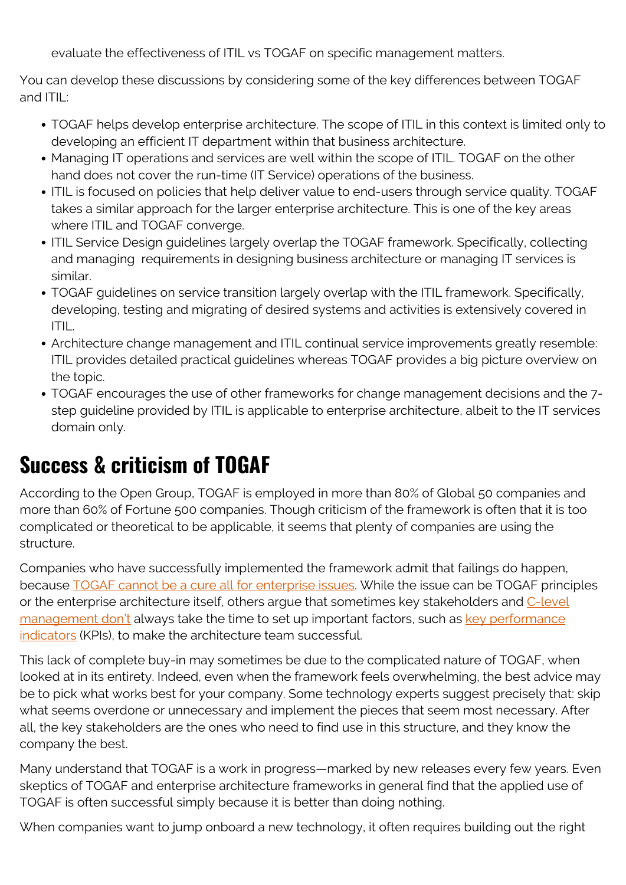evaluate the effectiveness of ITIL vs TOGAF on specific management matters.

You can develop these discussions by considering some of the key differences between TOGAF and ITIL:

- TOGAF helps develop enterprise architecture. The scope of ITIL in this context is limited only to developing an efficient IT department within that business architecture.
- Managing IT operations and services are well within the scope of ITIL. TOGAF on the other hand does not cover the run-time (IT Service) operations of the business.
- ITIL is focused on policies that help deliver value to end-users through service quality. TOGAF takes a similar approach for the larger enterprise architecture. This is one of the key areas where ITIL and TOGAF converge.
- ITIL Service Design guidelines largely overlap the TOGAF framework. Specifically, collecting and managing requirements in designing business architecture or managing IT services is similar.
- TOGAF guidelines on service transition largely overlap with the ITIL framework. Specifically, developing, testing and migrating of desired systems and activities is extensively covered in ITIL.
- Architecture change management and ITIL continual service improvements greatly resemble: ITIL provides detailed practical guidelines whereas TOGAF provides a big picture overview on the topic.
- TOGAF encourages the use of other frameworks for change management decisions and the 7-step guideline provided by ITIL is applicable to enterprise architecture, albeit to the IT services domain only.

## Success & criticism of TOGAF

According to the Open Group, TOGAF is employed in more than 80% of Global 50 companies and more than 60% of Fortune 500 companies. Though criticism of the framework is often that it is too complicated or theoretical to be applicable, it seems that plenty of companies are using the structure.

Companies who have successfully implemented the framework admit that failings do happen, because TOGAF cannot be a cure all for enterprise issues. While the issue can be TOGAF principles or the enterprise architecture itself, others argue that sometimes key stakeholders and C-level management don't always take the time to set up important factors, such as key performance indicators (KPIs), to make the architecture team successful.

This lack of complete buy-in may sometimes be due to the complicated nature of TOGAF, when looked at in its entirety. Indeed, even when the framework feels overwhelming, the best advice may be to pick what works best for your company. Some technology experts suggest precisely that: skip what seems overdone or unnecessary and implement the pieces that seem most necessary. After all, the key stakeholders are the ones who need to find use in this structure, and they know the company the best.

Many understand that TOGAF is a work in progress—marked by new releases every few years. Even skeptics of TOGAF and enterprise architecture frameworks in general find that the applied use of TOGAF is often successful simply because it is better than doing nothing.

When companies want to jump onboard a new technology, it often requires building out the right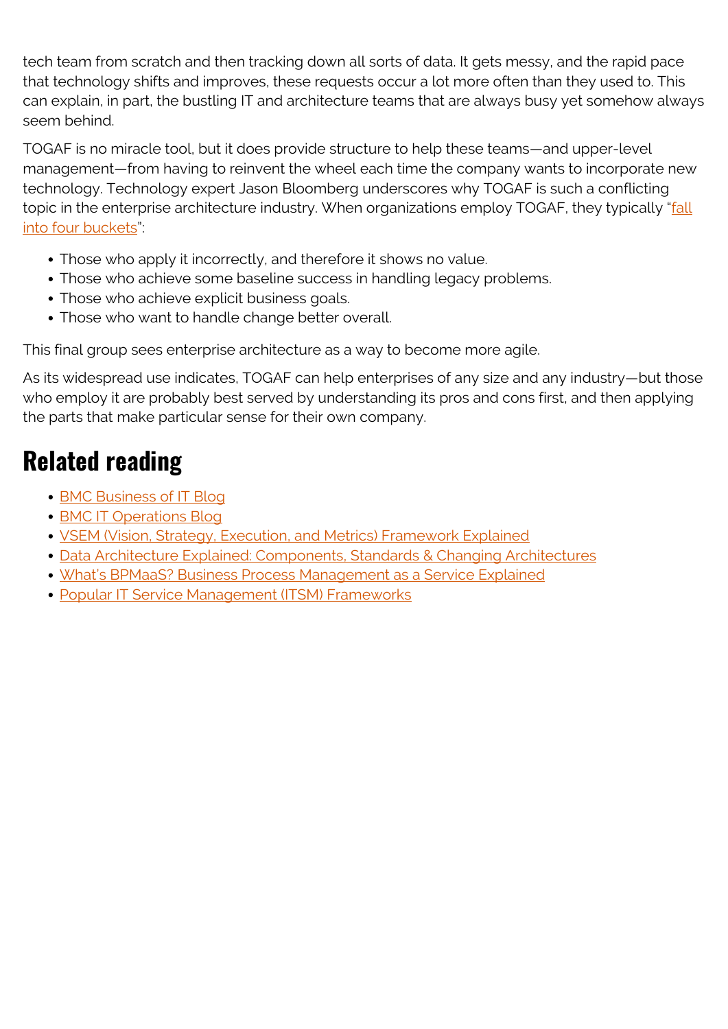tech team from scratch and then tracking down all sorts of data. It gets messy, and the rapid pace that technology shifts and improves, these requests occur a lot more often than they used to. This can explain, in part, the bustling IT and architecture teams that are always busy yet somehow always seem behind.

TOGAF is no miracle tool, but it does provide structure to help these teams—and upper-level management—from having to reinvent the wheel each time the company wants to incorporate new technology. Technology expert Jason Bloomberg underscores why TOGAF is such a conflicting topic in the enterprise architecture industry. When organizations employ TOGAF, they typically "fall into four buckets":

- Those who apply it incorrectly, and therefore it shows no value.
- Those who achieve some baseline success in handling legacy problems.
- Those who achieve explicit business goals.
- Those who want to handle change better overall.

This final group sees enterprise architecture as a way to become more agile.

As its widespread use indicates, TOGAF can help enterprises of any size and any industry—but those who employ it are probably best served by understanding its pros and cons first, and then applying the parts that make particular sense for their own company.

## Related reading

- BMC Business of IT Blog
- BMC IT Operations Blog
- VSEM (Vision, Strategy, Execution, and Metrics) Framework Explained
- Data Architecture Explained: Components, Standards & Changing Architectures
- What's BPMaaS? Business Process Management as a Service Explained
- Popular IT Service Management (ITSM) Frameworks